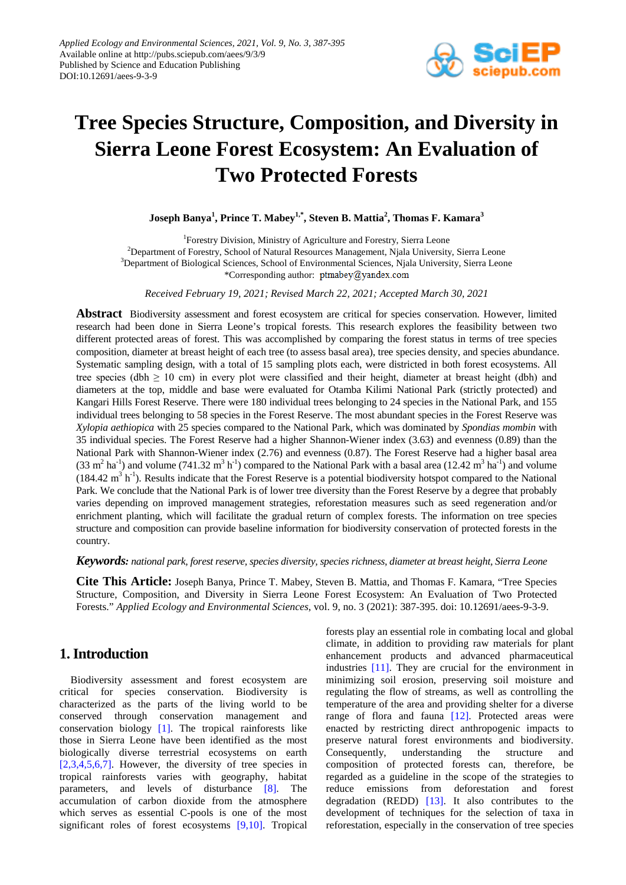# Tree Species Structure, Composition, and Diversity in Sierra Leone Forest Ecosystem: An Evaluation of Two Protected Forests

**Joseph Banya[1], Prince T. Mabey[1,*], Steven B. Mattia[2], Thomas F. Kamara[3]**

[1]Forestry Division, Ministry of Agriculture and Forestry, Sierra Leone
[2]Department of Forestry, School of Natural Resources Management, Njala University, Sierra Leone
[3]Department of Biological Sciences, School of Environmental Sciences, Njala University, Sierra Leone
*Corresponding author: ptmabey@yandex.com

*Received February 19, 2021; Revised March 22, 2021; Accepted March 30, 2021*

**Abstract** Biodiversity assessment and forest ecosystem are critical for species conservation. However, limited research had been done in Sierra Leone's tropical forests. This research explores the feasibility between two different protected areas of forest. This was accomplished by comparing the forest status in terms of tree species composition, diameter at breast height of each tree (to assess basal area), tree species density, and species abundance. Systematic sampling design, with a total of 15 sampling plots each, were districted in both forest ecosystems. All tree species (dbh $\geq$ 10 cm) in every plot were classified and their height, diameter at breast height (dbh) and diameters at the top, middle and base were evaluated for Otamba Kilimi National Park (strictly protected) and Kangari Hills Forest Reserve. There were 180 individual trees belonging to 24 species in the National Park, and 155 individual trees belonging to 58 species in the Forest Reserve. The most abundant species in the Forest Reserve was *Xylopia aethiopica* with 25 species compared to the National Park, which was dominated by *Spondias mombin* with 35 individual species. The Forest Reserve had a higher Shannon-Wiener index (3.63) and evenness (0.89) than the National Park with Shannon-Wiener index (2.76) and evenness (0.87). The Forest Reserve had a higher basal area (33 $m^2$ $ha^{-1}$) and volume (741.32 $m^3$ $h^{-1}$) compared to the National Park with a basal area (12.42 $m^2$ $ha^{-1}$) and volume (184.42 $m^3$ $h^{-1}$). Results indicate that the Forest Reserve is a potential biodiversity hotspot compared to the National Park. We conclude that the National Park is of lower tree diversity than the Forest Reserve by a degree that probably varies depending on improved management strategies, reforestation measures such as seed regeneration and/or enrichment planting, which will facilitate the gradual return of complex forests. The information on tree species structure and composition can provide baseline information for biodiversity conservation of protected forests in the country.

***Keywords:*** *national park, forest reserve, species diversity, species richness, diameter at breast height, Sierra Leone*

**Cite This Article:** Joseph Banya, Prince T. Mabey, Steven B. Mattia, and Thomas F. Kamara, "Tree Species Structure, Composition, and Diversity in Sierra Leone Forest Ecosystem: An Evaluation of Two Protected Forests." *Applied Ecology and Environmental Sciences*, vol. 9, no. 3 (2021): 387-395. doi: 10.12691/aees-9-3-9.

## 1. Introduction

Biodiversity assessment and forest ecosystem are critical for species conservation. Biodiversity is characterized as the parts of the living world to be conserved through conservation management and conservation biology [1]. The tropical rainforests like those in Sierra Leone have been identified as the most biologically diverse terrestrial ecosystems on earth [2,3,4,5,6,7]. However, the diversity of tree species in tropical rainforests varies with geography, habitat parameters, and levels of disturbance [8]. The accumulation of carbon dioxide from the atmosphere which serves as essential C-pools is one of the most significant roles of forest ecosystems [9,10]. Tropical forests play an essential role in combating local and global climate, in addition to providing raw materials for plant enhancement products and advanced pharmaceutical industries [11]. They are crucial for the environment in minimizing soil erosion, preserving soil moisture and regulating the flow of streams, as well as controlling the temperature of the area and providing shelter for a diverse range of flora and fauna [12]. Protected areas were enacted by restricting direct anthropogenic impacts to preserve natural forest environments and biodiversity. Consequently, understanding the structure and composition of protected forests can, therefore, be regarded as a guideline in the scope of the strategies to reduce emissions from deforestation and forest degradation (REDD) [13]. It also contributes to the development of techniques for the selection of taxa in reforestation, especially in the conservation of tree species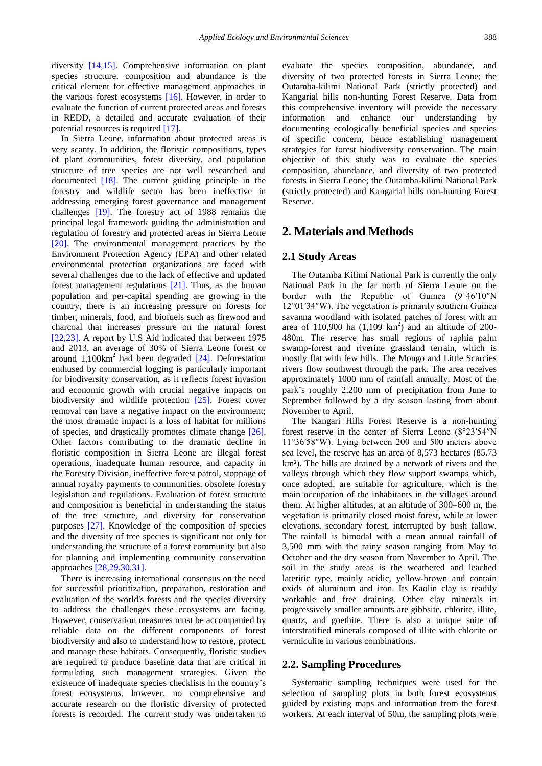diversity [14,15]. Comprehensive information on plant species structure, composition and abundance is the critical element for effective management approaches in the various forest ecosystems [16]. However, in order to evaluate the function of current protected areas and forests in REDD, a detailed and accurate evaluation of their potential resources is required [17].

In Sierra Leone, information about protected areas is very scanty. In addition, the floristic compositions, types of plant communities, forest diversity, and population structure of tree species are not well researched and documented [18]. The current guiding principle in the forestry and wildlife sector has been ineffective in addressing emerging forest governance and management challenges [19]. The forestry act of 1988 remains the principal legal framework guiding the administration and regulation of forestry and protected areas in Sierra Leone [20]. The environmental management practices by the Environment Protection Agency (EPA) and other related environmental protection organizations are faced with several challenges due to the lack of effective and updated forest management regulations [21]. Thus, as the human population and per-capital spending are growing in the country, there is an increasing pressure on forests for timber, minerals, food, and biofuels such as firewood and charcoal that increases pressure on the natural forest [22,23]. A report by U.S Aid indicated that between 1975 and 2013, an average of 30% of Sierra Leone forest or around 1,100km$^2$ had been degraded [24]. Deforestation enthused by commercial logging is particularly important for biodiversity conservation, as it reflects forest invasion and economic growth with crucial negative impacts on biodiversity and wildlife protection [25]. Forest cover removal can have a negative impact on the environment; the most dramatic impact is a loss of habitat for millions of species, and drastically promotes climate change [26]. Other factors contributing to the dramatic decline in floristic composition in Sierra Leone are illegal forest operations, inadequate human resource, and capacity in the Forestry Division, ineffective forest patrol, stoppage of annual royalty payments to communities, obsolete forestry legislation and regulations. Evaluation of forest structure and composition is beneficial in understanding the status of the tree structure, and diversity for conservation purposes [27]. Knowledge of the composition of species and the diversity of tree species is significant not only for understanding the structure of a forest community but also for planning and implementing community conservation approaches [28,29,30,31].

There is increasing international consensus on the need for successful prioritization, preparation, restoration and evaluation of the world's forests and the species diversity to address the challenges these ecosystems are facing. However, conservation measures must be accompanied by reliable data on the different components of forest biodiversity and also to understand how to restore, protect, and manage these habitats. Consequently, floristic studies are required to produce baseline data that are critical in formulating such management strategies. Given the existence of inadequate species checklists in the country's forest ecosystems, however, no comprehensive and accurate research on the floristic diversity of protected forests is recorded. The current study was undertaken to evaluate the species composition, abundance, and diversity of two protected forests in Sierra Leone; the Outamba-kilimi National Park (strictly protected) and Kangarial hills non-hunting Forest Reserve. Data from this comprehensive inventory will provide the necessary information and enhance our understanding by documenting ecologically beneficial species and species of specific concern, hence establishing management strategies for forest biodiversity conservation. The main objective of this study was to evaluate the species composition, abundance, and diversity of two protected forests in Sierra Leone; the Outamba-kilimi National Park (strictly protected) and Kangarial hills non-hunting Forest Reserve.

## 2. Materials and Methods

### 2.1 Study Areas

The Outamba Kilimi National Park is currently the only National Park in the far north of Sierra Leone on the border with the Republic of Guinea (9°46′10″N 12°01′34″W). The vegetation is primarily southern Guinea savanna woodland with isolated patches of forest with an area of 110,900 ha (1,109 km$^2$) and an altitude of 200-480m. The reserve has small regions of raphia palm swamp-forest and riverine grassland terrain, which is mostly flat with few hills. The Mongo and Little Scarcies rivers flow southwest through the park. The area receives approximately 1000 mm of rainfall annually. Most of the park's roughly 2,200 mm of precipitation from June to September followed by a dry season lasting from about November to April.

The Kangari Hills Forest Reserve is a non-hunting forest reserve in the center of Sierra Leone (8°23′54″N 11°36′58″W). Lying between 200 and 500 meters above sea level, the reserve has an area of 8,573 hectares (85.73 km$^2$). The hills are drained by a network of rivers and the valleys through which they flow support swamps which, once adopted, are suitable for agriculture, which is the main occupation of the inhabitants in the villages around them. At higher altitudes, at an altitude of 300–600 m, the vegetation is primarily closed moist forest, while at lower elevations, secondary forest, interrupted by bush fallow. The rainfall is bimodal with a mean annual rainfall of 3,500 mm with the rainy season ranging from May to October and the dry season from November to April. The soil in the study areas is the weathered and leached lateritic type, mainly acidic, yellow-brown and contain oxids of aluminum and iron. Its Kaolin clay is readily workable and free draining. Other clay minerals in progressively smaller amounts are gibbsite, chlorite, illite, quartz, and goethite. There is also a unique suite of interstratified minerals composed of illite with chlorite or vermiculite in various combinations.

### 2.2. Sampling Procedures

Systematic sampling techniques were used for the selection of sampling plots in both forest ecosystems guided by existing maps and information from the forest workers. At each interval of 50m, the sampling plots were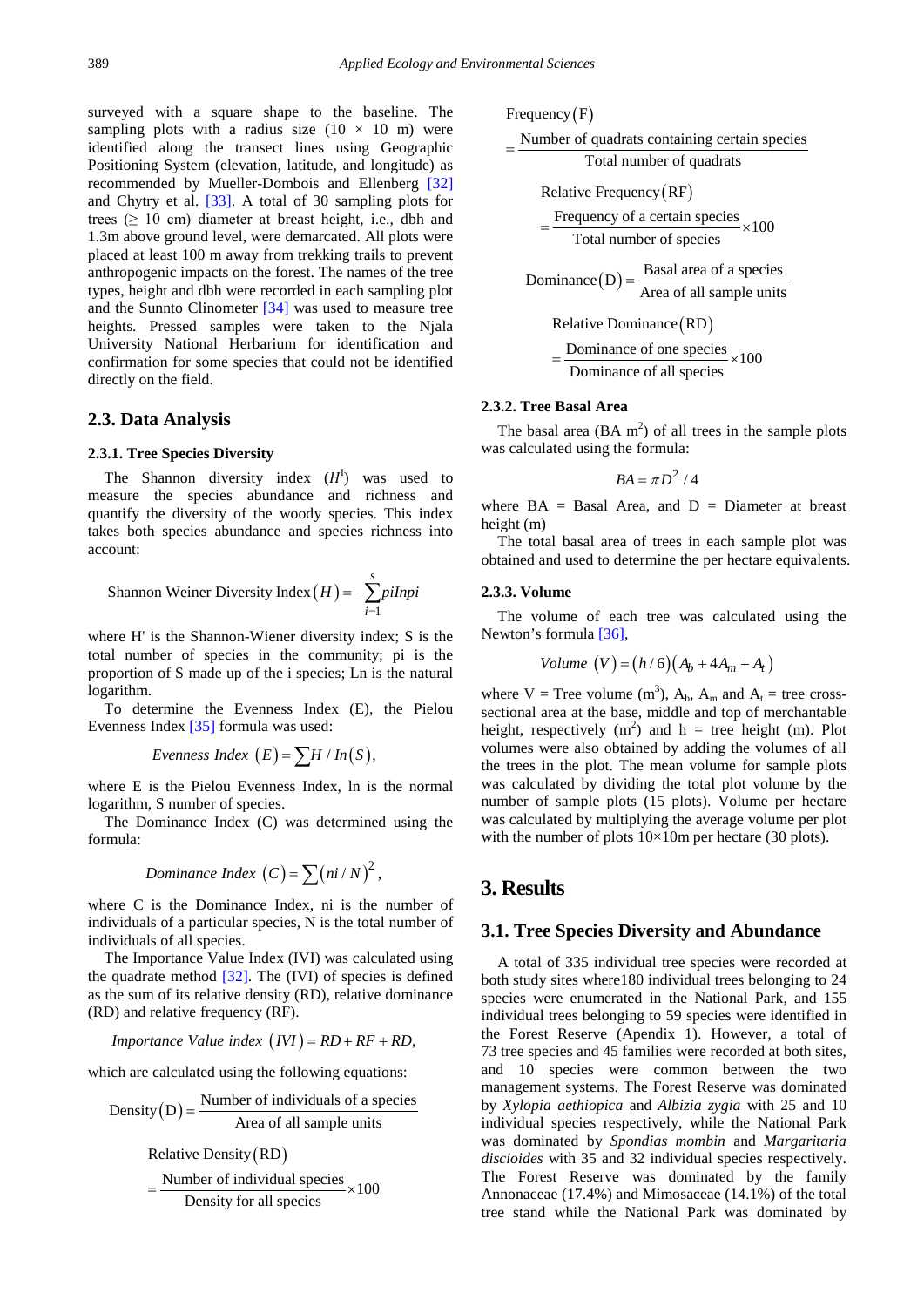surveyed with a square shape to the baseline. The sampling plots with a radius size (10 × 10 m) were identified along the transect lines using Geographic Positioning System (elevation, latitude, and longitude) as recommended by Mueller-Dombois and Ellenberg [32] and Chytry et al. [33]. A total of 30 sampling plots for trees (≥ 10 cm) diameter at breast height, i.e., dbh and 1.3m above ground level, were demarcated. All plots were placed at least 100 m away from trekking trails to prevent anthropogenic impacts on the forest. The names of the tree types, height and dbh were recorded in each sampling plot and the Sunnto Clinometer [34] was used to measure tree heights. Pressed samples were taken to the Njala University National Herbarium for identification and confirmation for some species that could not be identified directly on the field.

## 2.3. Data Analysis

### 2.3.1. Tree Species Diversity

The Shannon diversity index ($H^{I}$) was used to measure the species abundance and richness and quantify the diversity of the woody species. This index takes both species abundance and species richness into account:

$$\text{Shannon Weiner Diversity Index}(H) = -\sum_{i=1}^{s} piInpi$$

where H' is the Shannon-Wiener diversity index; S is the total number of species in the community; pi is the proportion of S made up of the i species; Ln is the natural logarithm.

To determine the Evenness Index (E), the Pielou Evenness Index [35] formula was used:

$$Evenness\ Index\ (E) = \sum H / In(S),$$

where E is the Pielou Evenness Index, ln is the normal logarithm, S number of species.

The Dominance Index (C) was determined using the formula:

$$Dominance\ Index\ (C) = \sum (ni / N)^2,$$

where C is the Dominance Index, ni is the number of individuals of a particular species, N is the total number of individuals of all species.

The Importance Value Index (IVI) was calculated using the quadrate method [32]. The (IVI) of species is defined as the sum of its relative density (RD), relative dominance (RD) and relative frequency (RF).

$$Importance\ Value\ index\ (IVI) = RD + RF + RD,$$

which are calculated using the following equations:

$$\text{Density}(\text{D}) = \frac{\text{Number of individuals of a species}}{\text{Area of all sample units}}$$

$$\text{Relative Density}(\text{RD}) = \frac{\text{Number of individual species}}{\text{Density for all species}} \times 100$$

$$\text{Frequency}(\text{F}) = \frac{\text{Number of quadrats containing certain species}}{\text{Total number of quadrats}}$$

$$\text{Relative Frequency}(\text{RF}) = \frac{\text{Frequency of a certain species}}{\text{Total number of species}} \times 100$$

$$\text{Dominance}(\text{D}) = \frac{\text{Basal area of a species}}{\text{Area of all sample units}}$$

$$\text{Relative Dominance}(\text{RD}) = \frac{\text{Dominance of one species}}{\text{Dominance of all species}} \times 100$$

### 2.3.2. Tree Basal Area

The basal area (BA $m^2$) of all trees in the sample plots was calculated using the formula:

$$BA = \pi D^2 / 4$$

where BA = Basal Area, and D = Diameter at breast height (m)

The total basal area of trees in each sample plot was obtained and used to determine the per hectare equivalents.

### 2.3.3. Volume

The volume of each tree was calculated using the Newton's formula [36],

$$Volume\ (V) = (h/6)(A_b + 4A_m + A_t)$$

where V = Tree volume ($m^3$), $A_b$, $A_m$ and $A_t$ = tree cross-sectional area at the base, middle and top of merchantable height, respectively ($m^2$) and h = tree height (m). Plot volumes were also obtained by adding the volumes of all the trees in the plot. The mean volume for sample plots was calculated by dividing the total plot volume by the number of sample plots (15 plots). Volume per hectare was calculated by multiplying the average volume per plot with the number of plots 10×10m per hectare (30 plots).

# 3. Results

## 3.1. Tree Species Diversity and Abundance

A total of 335 individual tree species were recorded at both study sites where180 individual trees belonging to 24 species were enumerated in the National Park, and 155 individual trees belonging to 59 species were identified in the Forest Reserve (Apendix 1). However, a total of 73 tree species and 45 families were recorded at both sites, and 10 species were common between the two management systems. The Forest Reserve was dominated by *Xylopia aethiopica* and *Albizia zygia* with 25 and 10 individual species respectively, while the National Park was dominated by *Spondias mombin* and *Margaritaria discioides* with 35 and 32 individual species respectively. The Forest Reserve was dominated by the family Annonaceae (17.4%) and Mimosaceae (14.1%) of the total tree stand while the National Park was dominated by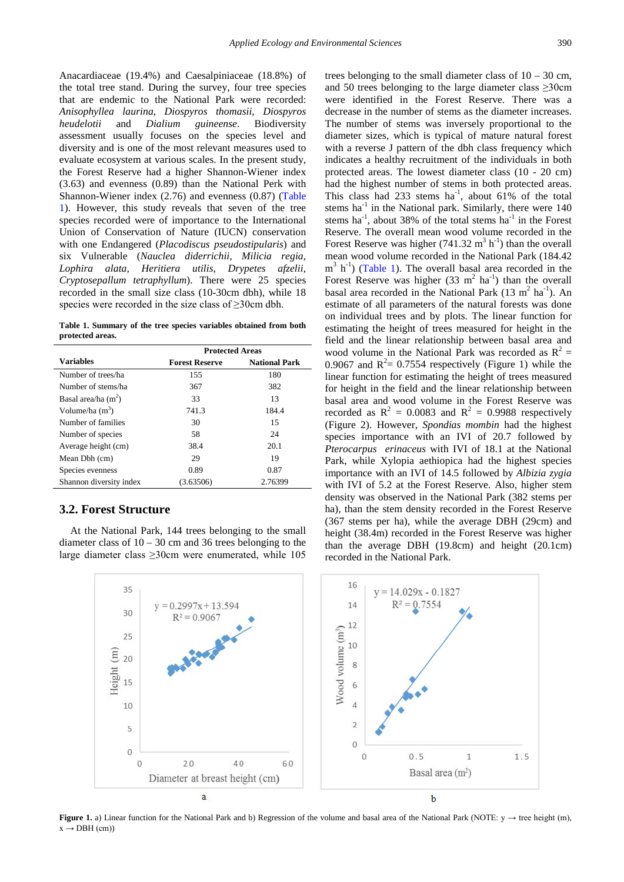Anacardiaceae (19.4%) and Caesalpiniaceae (18.8%) of the total tree stand. During the survey, four tree species that are endemic to the National Park were recorded: *Anisophyllea laurina*, *Diospyros thomasii*, *Diospyros heudelotii* and *Dialium guineense*. Biodiversity assessment usually focuses on the species level and diversity and is one of the most relevant measures used to evaluate ecosystem at various scales. In the present study, the Forest Reserve had a higher Shannon-Wiener index (3.63) and evenness (0.89) than the National Perk with Shannon-Wiener index (2.76) and evenness (0.87) (Table 1). However, this study reveals that seven of the tree species recorded were of importance to the International Union of Conservation of Nature (IUCN) conservation with one Endangered (*Placodiscus pseudostipularis*) and six Vulnerable (*Nauclea diderrichii, Milicia regia, Lophira alata, Heritiera utilis, Drypetes afzelii, Cryptosepallum tetraphyllum*). There were 25 species recorded in the small size class (10-30cm dbh), while 18 species were recorded in the size class of ≥30cm dbh.

**Table 1. Summary of the tree species variables obtained from both protected areas.**

| Variables | Protected Areas | |
|---|---|---|
| | Forest Reserve | National Park |
| Number of trees/ha | 155 | 180 |
| Number of stems/ha | 367 | 382 |
| Basal area/ha ($m^2$) | 33 | 13 |
| Volume/ha ($m^3$) | 741.3 | 184.4 |
| Number of families | 30 | 15 |
| Number of species | 58 | 24 |
| Average height (cm) | 38.4 | 20.1 |
| Mean Dbh (cm) | 29 | 19 |
| Species evenness | 0.89 | 0.87 |
| Shannon diversity index | (3.63506) | 2.76399 |

## 3.2. Forest Structure

At the National Park, 144 trees belonging to the small diameter class of 10 – 30 cm and 36 trees belonging to the large diameter class ≥30cm were enumerated, while 105 trees belonging to the small diameter class of 10 – 30 cm, and 50 trees belonging to the large diameter class ≥30cm were identified in the Forest Reserve. There was a decrease in the number of stems as the diameter increases. The number of stems was inversely proportional to the diameter sizes, which is typical of mature natural forest with a reverse J pattern of the dbh class frequency which indicates a healthy recruitment of the individuals in both protected areas. The lowest diameter class (10 - 20 cm) had the highest number of stems in both protected areas. This class had 233 stems $ha^{-1}$, about 61% of the total stems $ha^{-1}$ in the National park. Similarly, there were 140 stems $ha^{-1}$, about 38% of the total stems $ha^{-1}$ in the Forest Reserve. The overall mean wood volume recorded in the Forest Reserve was higher (741.32 $m^3$ $h^{-1}$) than the overall mean wood volume recorded in the National Park (184.42 $m^3$ $h^{-1}$) (Table 1). The overall basal area recorded in the Forest Reserve was higher (33 $m^2$ $ha^{-1}$) than the overall basal area recorded in the National Park (13 $m^2$ $ha^{-1}$). An estimate of all parameters of the natural forests was done on individual trees and by plots. The linear function for estimating the height of trees measured for height in the field and the linear relationship between basal area and wood volume in the National Park was recorded as $R^2$ = 0.9067 and $R^2$= 0.7554 respectively (Figure 1) while the linear function for estimating the height of trees measured for height in the field and the linear relationship between basal area and wood volume in the Forest Reserve was recorded as $R^2$ = 0.0083 and $R^2$ = 0.9988 respectively (Figure 2). However, *Spondias mombin* had the highest species importance with an IVI of 20.7 followed by *Pterocarpus erinaceus* with IVI of 18.1 at the National Park, while Xylopia aethiopica had the highest species importance with an IVI of 14.5 followed by *Albizia zygia* with IVI of 5.2 at the Forest Reserve. Also, higher stem density was observed in the National Park (382 stems per ha), than the stem density recorded in the Forest Reserve (367 stems per ha), while the average DBH (29cm) and height (38.4m) recorded in the Forest Reserve was higher than the average DBH (19.8cm) and height (20.1cm) recorded in the National Park.

**Figure 1.** a) Linear function for the National Park and b) Regression of the volume and basal area of the National Park (NOTE: y → tree height (m), x → DBH (cm))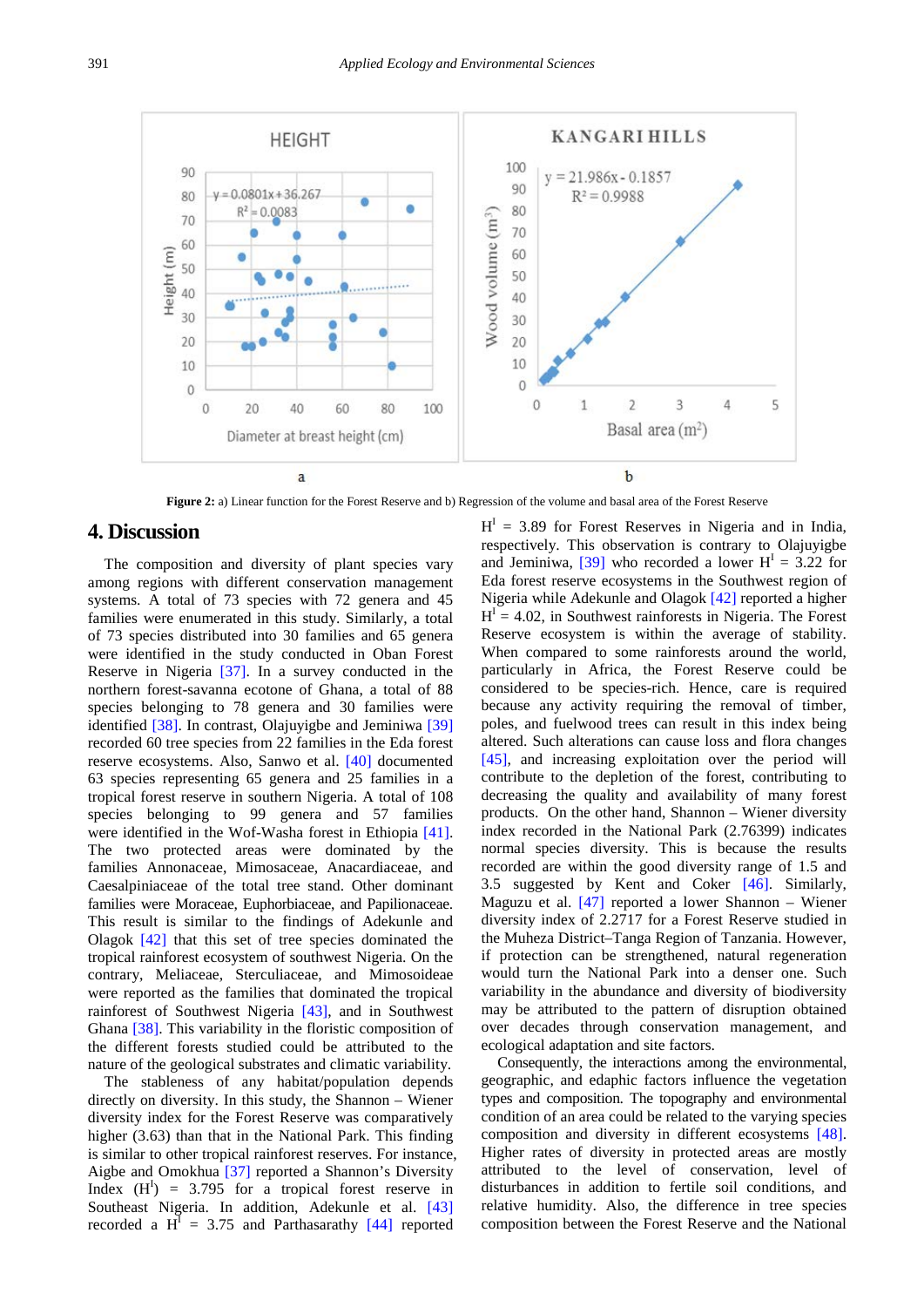Figure 2: a) Linear function for the Forest Reserve and b) Regression of the volume and basal area of the Forest Reserve

## 4. Discussion

The composition and diversity of plant species vary among regions with different conservation management systems. A total of 73 species with 72 genera and 45 families were enumerated in this study. Similarly, a total of 73 species distributed into 30 families and 65 genera were identified in the study conducted in Oban Forest Reserve in Nigeria [37]. In a survey conducted in the northern forest-savanna ecotone of Ghana, a total of 88 species belonging to 78 genera and 30 families were identified [38]. In contrast, Olajuyigbe and Jeminiwa [39] recorded 60 tree species from 22 families in the Eda forest reserve ecosystems. Also, Sanwo et al. [40] documented 63 species representing 65 genera and 25 families in a tropical forest reserve in southern Nigeria. A total of 108 species belonging to 99 genera and 57 families were identified in the Wof-Washa forest in Ethiopia [41]. The two protected areas were dominated by the families Annonaceae, Mimosaceae, Anacardiaceae, and Caesalpiniaceae of the total tree stand. Other dominant families were Moraceae, Euphorbiaceae, and Papilionaceae. This result is similar to the findings of Adekunle and Olagok [42] that this set of tree species dominated the tropical rainforest ecosystem of southwest Nigeria. On the contrary, Meliaceae, Sterculiaceae, and Mimosoideae were reported as the families that dominated the tropical rainforest of Southwest Nigeria [43], and in Southwest Ghana [38]. This variability in the floristic composition of the different forests studied could be attributed to the nature of the geological substrates and climatic variability.

The stableness of any habitat/population depends directly on diversity. In this study, the Shannon – Wiener diversity index for the Forest Reserve was comparatively higher (3.63) than that in the National Park. This finding is similar to other tropical rainforest reserves. For instance, Aigbe and Omokhua [37] reported a Shannon's Diversity Index ($H^I$) = 3.795 for a tropical forest reserve in Southeast Nigeria. In addition, Adekunle et al. [43] recorded a $H^I$ = 3.75 and Parthasarathy [44] reported $H^I$ = 3.89 for Forest Reserves in Nigeria and in India, respectively. This observation is contrary to Olajuyigbe and Jeminiwa, [39] who recorded a lower $H^I$ = 3.22 for Eda forest reserve ecosystems in the Southwest region of Nigeria while Adekunle and Olagok [42] reported a higher $H^I$ = 4.02, in Southwest rainforests in Nigeria. The Forest Reserve ecosystem is within the average of stability. When compared to some rainforests around the world, particularly in Africa, the Forest Reserve could be considered to be species-rich. Hence, care is required because any activity requiring the removal of timber, poles, and fuelwood trees can result in this index being altered. Such alterations can cause loss and flora changes [45], and increasing exploitation over the period will contribute to the depletion of the forest, contributing to decreasing the quality and availability of many forest products. On the other hand, Shannon – Wiener diversity index recorded in the National Park (2.76399) indicates normal species diversity. This is because the results recorded are within the good diversity range of 1.5 and 3.5 suggested by Kent and Coker [46]. Similarly, Maguzu et al. [47] reported a lower Shannon – Wiener diversity index of 2.2717 for a Forest Reserve studied in the Muheza District–Tanga Region of Tanzania. However, if protection can be strengthened, natural regeneration would turn the National Park into a denser one. Such variability in the abundance and diversity of biodiversity may be attributed to the pattern of disruption obtained over decades through conservation management, and ecological adaptation and site factors.

Consequently, the interactions among the environmental, geographic, and edaphic factors influence the vegetation types and composition. The topography and environmental condition of an area could be related to the varying species composition and diversity in different ecosystems [48]. Higher rates of diversity in protected areas are mostly attributed to the level of conservation, level of disturbances in addition to fertile soil conditions, and relative humidity. Also, the difference in tree species composition between the Forest Reserve and the National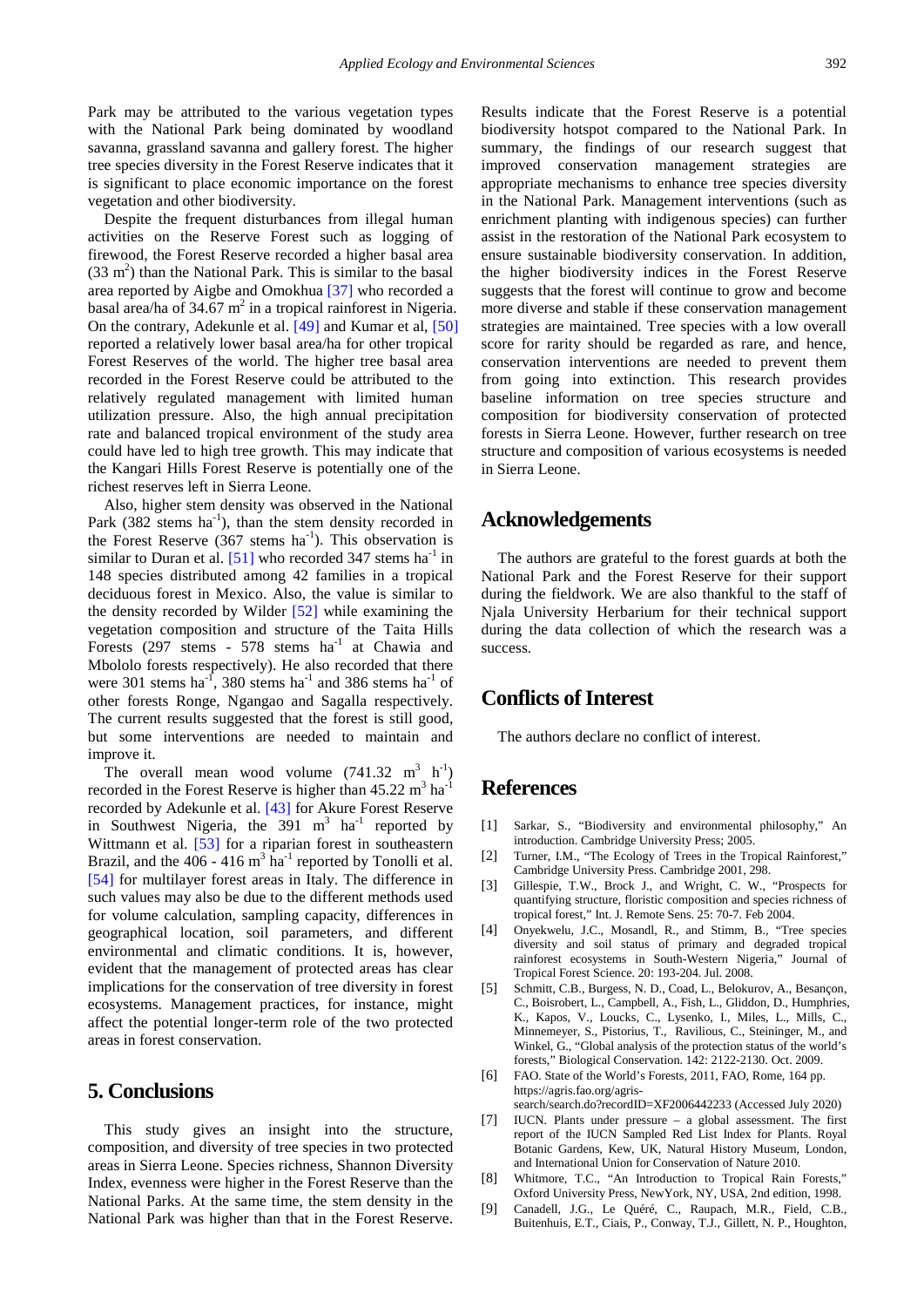Park may be attributed to the various vegetation types with the National Park being dominated by woodland savanna, grassland savanna and gallery forest. The higher tree species diversity in the Forest Reserve indicates that it is significant to place economic importance on the forest vegetation and other biodiversity.

Despite the frequent disturbances from illegal human activities on the Reserve Forest such as logging of firewood, the Forest Reserve recorded a higher basal area (33 $m^2$) than the National Park. This is similar to the basal area reported by Aigbe and Omokhua [37] who recorded a basal area/ha of 34.67 $m^2$ in a tropical rainforest in Nigeria. On the contrary, Adekunle et al. [49] and Kumar et al, [50] reported a relatively lower basal area/ha for other tropical Forest Reserves of the world. The higher tree basal area recorded in the Forest Reserve could be attributed to the relatively regulated management with limited human utilization pressure. Also, the high annual precipitation rate and balanced tropical environment of the study area could have led to high tree growth. This may indicate that the Kangari Hills Forest Reserve is potentially one of the richest reserves left in Sierra Leone.

Also, higher stem density was observed in the National Park (382 stems $ha^{-1}$), than the stem density recorded in the Forest Reserve (367 stems $ha^{-1}$). This observation is similar to Duran et al. [51] who recorded 347 stems $ha^{-1}$ in 148 species distributed among 42 families in a tropical deciduous forest in Mexico. Also, the value is similar to the density recorded by Wilder [52] while examining the vegetation composition and structure of the Taita Hills Forests (297 stems - 578 stems $ha^{-1}$ at Chawia and Mbololo forests respectively). He also recorded that there were 301 stems $ha^{-1}$, 380 stems $ha^{-1}$ and 386 stems $ha^{-1}$ of other forests Ronge, Ngangao and Sagalla respectively. The current results suggested that the forest is still good, but some interventions are needed to maintain and improve it.

The overall mean wood volume (741.32 $m^3$ $h^{-1}$) recorded in the Forest Reserve is higher than 45.22 $m^3$ $ha^{-1}$ recorded by Adekunle et al. [43] for Akure Forest Reserve in Southwest Nigeria, the 391 $m^3$ $ha^{-1}$ reported by Wittmann et al. [53] for a riparian forest in southeastern Brazil, and the 406 - 416 $m^3$ $ha^{-1}$ reported by Tonolli et al. [54] for multilayer forest areas in Italy. The difference in such values may also be due to the different methods used for volume calculation, sampling capacity, differences in geographical location, soil parameters, and different environmental and climatic conditions. It is, however, evident that the management of protected areas has clear implications for the conservation of tree diversity in forest ecosystems. Management practices, for instance, might affect the potential longer-term role of the two protected areas in forest conservation.

## 5. Conclusions

This study gives an insight into the structure, composition, and diversity of tree species in two protected areas in Sierra Leone. Species richness, Shannon Diversity Index, evenness were higher in the Forest Reserve than the National Parks. At the same time, the stem density in the National Park was higher than that in the Forest Reserve. Results indicate that the Forest Reserve is a potential biodiversity hotspot compared to the National Park. In summary, the findings of our research suggest that improved conservation management strategies are appropriate mechanisms to enhance tree species diversity in the National Park. Management interventions (such as enrichment planting with indigenous species) can further assist in the restoration of the National Park ecosystem to ensure sustainable biodiversity conservation. In addition, the higher biodiversity indices in the Forest Reserve suggests that the forest will continue to grow and become more diverse and stable if these conservation management strategies are maintained. Tree species with a low overall score for rarity should be regarded as rare, and hence, conservation interventions are needed to prevent them from going into extinction. This research provides baseline information on tree species structure and composition for biodiversity conservation of protected forests in Sierra Leone. However, further research on tree structure and composition of various ecosystems is needed in Sierra Leone.

## Acknowledgements

The authors are grateful to the forest guards at both the National Park and the Forest Reserve for their support during the fieldwork. We are also thankful to the staff of Njala University Herbarium for their technical support during the data collection of which the research was a success.

## Conflicts of Interest

The authors declare no conflict of interest.

## References

[1] Sarkar, S., "Biodiversity and environmental philosophy," An introduction. Cambridge University Press; 2005.

[2] Turner, I.M., "The Ecology of Trees in the Tropical Rainforest," Cambridge University Press. Cambridge 2001, 298.

[3] Gillespie, T.W., Brock J., and Wright, C. W., "Prospects for quantifying structure, floristic composition and species richness of tropical forest," Int. J. Remote Sens. 25: 70-7. Feb 2004.

[4] Onyekwelu, J.C., Mosandl, R., and Stimm, B., "Tree species diversity and soil status of primary and degraded tropical rainforest ecosystems in South-Western Nigeria," Journal of Tropical Forest Science. 20: 193-204. Jul. 2008.

[5] Schmitt, C.B., Burgess, N. D., Coad, L., Belokurov, A., Besançon, C., Boisrobert, L., Campbell, A., Fish, L., Gliddon, D., Humphries, K., Kapos, V., Loucks, C., Lysenko, I., Miles, L., Mills, C., Minnemeyer, S., Pistorius, T., Ravilious, C., Steininger, M., and Winkel, G., "Global analysis of the protection status of the world's forests," Biological Conservation. 142: 2122-2130. Oct. 2009.

[6] FAO. State of the World's Forests, 2011, FAO, Rome, 164 pp. https://agris.fao.org/agris-search/search.do?recordID=XF2006442233 (Accessed July 2020)

[7] IUCN. Plants under pressure – a global assessment. The first report of the IUCN Sampled Red List Index for Plants. Royal Botanic Gardens, Kew, UK, Natural History Museum, London, and International Union for Conservation of Nature 2010.

[8] Whitmore, T.C., "An Introduction to Tropical Rain Forests," Oxford University Press, NewYork, NY, USA, 2nd edition, 1998.

[9] Canadell, J.G., Le Quéré, C., Raupach, M.R., Field, C.B., Buitenhuis, E.T., Ciais, P., Conway, T.J., Gillett, N. P., Houghton,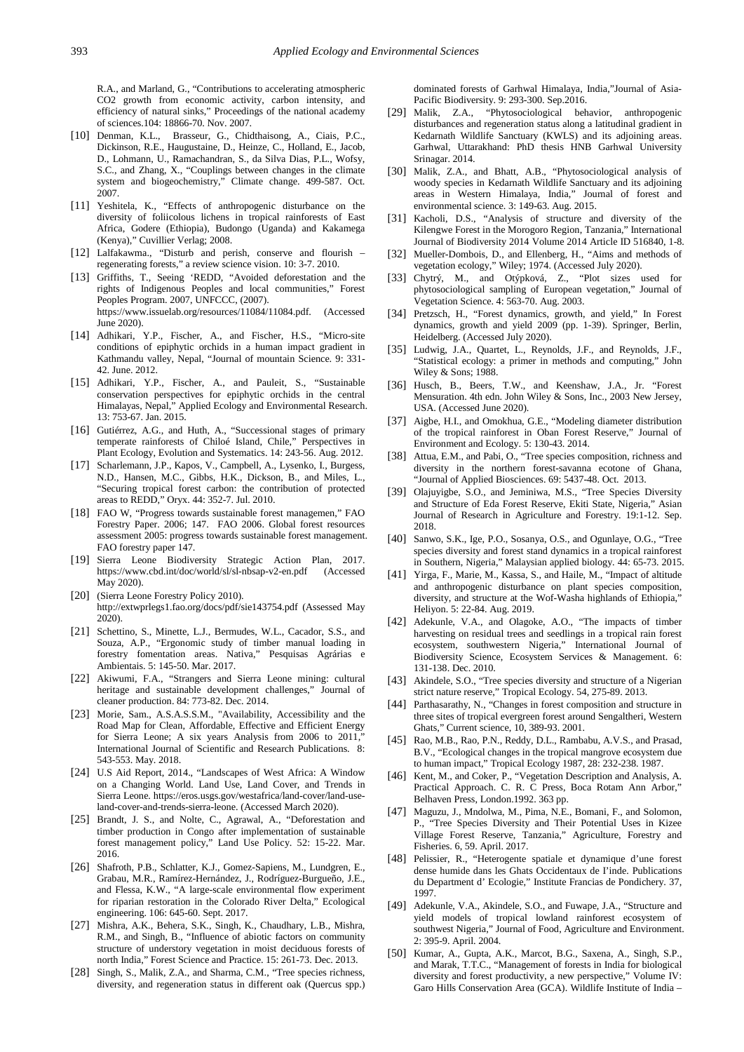R.A., and Marland, G., "Contributions to accelerating atmospheric CO2 growth from economic activity, carbon intensity, and efficiency of natural sinks," Proceedings of the national academy of sciences.104: 18866-70. Nov. 2007.

[10] Denman, K.L., Brasseur, G., Chidthaisong, A., Ciais, P.C., Dickinson, R.E., Haugustaine, D., Heinze, C., Holland, E., Jacob, D., Lohmann, U., Ramachandran, S., da Silva Dias, P.L., Wofsy, S.C., and Zhang, X., "Couplings between changes in the climate system and biogeochemistry," Climate change. 499-587. Oct. 2007.

[11] Yeshitela, K., "Effects of anthropogenic disturbance on the diversity of foliicolous lichens in tropical rainforests of East Africa, Godere (Ethiopia), Budongo (Uganda) and Kakamega (Kenya)," Cuvillier Verlag; 2008.

[12] Lalfakawma., "Disturb and perish, conserve and flourish – regenerating forests," a review science vision. 10: 3-7. 2010.

[13] Griffiths, T., Seeing 'REDD, "Avoided deforestation and the rights of Indigenous Peoples and local communities," Forest Peoples Program. 2007, UNFCCC, (2007). https://www.issuelab.org/resources/11084/11084.pdf. (Accessed June 2020).

[14] Adhikari, Y.P., Fischer, A., and Fischer, H.S., "Micro-site conditions of epiphytic orchids in a human impact gradient in Kathmandu valley, Nepal, "Journal of mountain Science. 9: 331-42. June. 2012.

[15] Adhikari, Y.P., Fischer, A., and Pauleit, S., "Sustainable conservation perspectives for epiphytic orchids in the central Himalayas, Nepal," Applied Ecology and Environmental Research. 13: 753-67. Jan. 2015.

[16] Gutiérrez, A.G., and Huth, A., "Successional stages of primary temperate rainforests of Chiloé Island, Chile," Perspectives in Plant Ecology, Evolution and Systematics. 14: 243-56. Aug. 2012.

[17] Scharlemann, J.P., Kapos, V., Campbell, A., Lysenko, I., Burgess, N.D., Hansen, M.C., Gibbs, H.K., Dickson, B., and Miles, L., "Securing tropical forest carbon: the contribution of protected areas to REDD," Oryx. 44: 352-7. Jul. 2010.

[18] FAO W, "Progress towards sustainable forest managemen," FAO Forestry Paper. 2006; 147. FAO 2006. Global forest resources assessment 2005: progress towards sustainable forest management. FAO forestry paper 147.

[19] Sierra Leone Biodiversity Strategic Action Plan, 2017. https://www.cbd.int/doc/world/sl/sl-nbsap-v2-en.pdf (Accessed May 2020).

[20] (Sierra Leone Forestry Policy 2010). http://extwprlegs1.fao.org/docs/pdf/sie143754.pdf (Assessed May 2020).

[21] Schettino, S., Minette, L.J., Bermudes, W.L., Cacador, S.S., and Souza, A.P., "Ergonomic study of timber manual loading in forestry fomentation areas. Nativa," Pesquisas Agrárias e Ambientais. 5: 145-50. Mar. 2017.

[22] Akiwumi, F.A., "Strangers and Sierra Leone mining: cultural heritage and sustainable development challenges," Journal of cleaner production. 84: 773-82. Dec. 2014.

[23] Morie, Sam., A.S.A.S.S.M., "Availability, Accessibility and the Road Map for Clean, Affordable, Effective and Efficient Energy for Sierra Leone; A six years Analysis from 2006 to 2011," International Journal of Scientific and Research Publications. 8: 543-553. May. 2018.

[24] U.S Aid Report, 2014., "Landscapes of West Africa: A Window on a Changing World. Land Use, Land Cover, and Trends in Sierra Leone. https://eros.usgs.gov/westafrica/land-cover/land-use-land-cover-and-trends-sierra-leone. (Accessed March 2020).

[25] Brandt, J. S., and Nolte, C., Agrawal, A., "Deforestation and timber production in Congo after implementation of sustainable forest management policy," Land Use Policy. 52: 15-22. Mar. 2016.

[26] Shafroth, P.B., Schlatter, K.J., Gomez-Sapiens, M., Lundgren, E., Grabau, M.R., Ramírez-Hernández, J., Rodríguez-Burgueño, J.E., and Flessa, K.W., "A large-scale environmental flow experiment for riparian restoration in the Colorado River Delta," Ecological engineering. 106: 645-60. Sept. 2017.

[27] Mishra, A.K., Behera, S.K., Singh, K., Chaudhary, L.B., Mishra, R.M., and Singh, B., "Influence of abiotic factors on community structure of understory vegetation in moist deciduous forests of north India," Forest Science and Practice. 15: 261-73. Dec. 2013.

[28] Singh, S., Malik, Z.A., and Sharma, C.M., "Tree species richness, diversity, and regeneration status in different oak (Quercus spp.) dominated forests of Garhwal Himalaya, India,"Journal of Asia-Pacific Biodiversity. 9: 293-300. Sep.2016.

[29] Malik, Z.A., "Phytosociological behavior, anthropogenic disturbances and regeneration status along a latitudinal gradient in Kedarnath Wildlife Sanctuary (KWLS) and its adjoining areas. Garhwal, Uttarakhand: PhD thesis HNB Garhwal University Srinagar. 2014.

[30] Malik, Z.A., and Bhatt, A.B., "Phytosociological analysis of woody species in Kedarnath Wildlife Sanctuary and its adjoining areas in Western Himalaya, India," Journal of forest and environmental science. 3: 149-63. Aug. 2015.

[31] Kacholi, D.S., "Analysis of structure and diversity of the Kilengwe Forest in the Morogoro Region, Tanzania," International Journal of Biodiversity 2014 Volume 2014 Article ID 516840, 1-8.

[32] Mueller-Dombois, D., and Ellenberg, H., "Aims and methods of vegetation ecology," Wiley; 1974. (Accessed July 2020).

[33] Chytrý, M., and Otýpková, Z., "Plot sizes used for phytosociological sampling of European vegetation," Journal of Vegetation Science. 4: 563-70. Aug. 2003.

[34] Pretzsch, H., "Forest dynamics, growth, and yield," In Forest dynamics, growth and yield 2009 (pp. 1-39). Springer, Berlin, Heidelberg. (Accessed July 2020).

[35] Ludwig, J.A., Quartet, L., Reynolds, J.F., and Reynolds, J.F., "Statistical ecology: a primer in methods and computing," John Wiley & Sons; 1988.

[36] Husch, B., Beers, T.W., and Keenshaw, J.A., Jr. "Forest Mensuration. 4th edn. John Wiley & Sons, Inc., 2003 New Jersey, USA. (Accessed June 2020).

[37] Aigbe, H.I., and Omokhua, G.E., "Modeling diameter distribution of the tropical rainforest in Oban Forest Reserve," Journal of Environment and Ecology. 5: 130-43. 2014.

[38] Attua, E.M., and Pabi, O., "Tree species composition, richness and diversity in the northern forest-savanna ecotone of Ghana, "Journal of Applied Biosciences. 69: 5437-48. Oct. 2013.

[39] Olajuyigbe, S.O., and Jeminiwa, M.S., "Tree Species Diversity and Structure of Eda Forest Reserve, Ekiti State, Nigeria," Asian Journal of Research in Agriculture and Forestry. 19:1-12. Sep. 2018.

[40] Sanwo, S.K., Ige, P.O., Sosanya, O.S., and Ogunlaye, O.G., "Tree species diversity and forest stand dynamics in a tropical rainforest in Southern, Nigeria," Malaysian applied biology. 44: 65-73. 2015.

[41] Yirga, F., Marie, M., Kassa, S., and Haile, M., "Impact of altitude and anthropogenic disturbance on plant species composition, diversity, and structure at the Wof-Washa highlands of Ethiopia," Heliyon. 5: 22-84. Aug. 2019.

[42] Adekunle, V.A., and Olagoke, A.O., "The impacts of timber harvesting on residual trees and seedlings in a tropical rain forest ecosystem, southwestern Nigeria," International Journal of Biodiversity Science, Ecosystem Services & Management. 6: 131-138. Dec. 2010.

[43] Akindele, S.O., "Tree species diversity and structure of a Nigerian strict nature reserve," Tropical Ecology. 54, 275-89. 2013.

[44] Parthasarathy, N., "Changes in forest composition and structure in three sites of tropical evergreen forest around Sengaltheri, Western Ghats," Current science, 10, 389-93. 2001.

[45] Rao, M.B., Rao, P.N., Reddy, D.L., Rambabu, A.V.S., and Prasad, B.V., "Ecological changes in the tropical mangrove ecosystem due to human impact," Tropical Ecology 1987, 28: 232-238. 1987.

[46] Kent, M., and Coker, P., "Vegetation Description and Analysis, A. Practical Approach. C. R. C Press, Boca Rotam Ann Arbor," Belhaven Press, London.1992. 363 pp.

[47] Maguzu, J., Mndolwa, M., Pima, N.E., Bomani, F., and Solomon, P., "Tree Species Diversity and Their Potential Uses in Kizee Village Forest Reserve, Tanzania," Agriculture, Forestry and Fisheries. 6, 59. April. 2017.

[48] Pelissier, R., "Heterogente spatiale et dynamique d'une forest dense humide dans les Ghats Occidentaux de I'inde. Publications du Department d' Ecologie," Institute Francias de Pondichery. 37, 1997.

[49] Adekunle, V.A., Akindele, S.O., and Fuwape, J.A., "Structure and yield models of tropical lowland rainforest ecosystem of southwest Nigeria," Journal of Food, Agriculture and Environment. 2: 395-9. April. 2004.

[50] Kumar, A., Gupta, A.K., Marcot, B.G., Saxena, A., Singh, S.P., and Marak, T.T.C., "Management of forests in India for biological diversity and forest productivity, a new perspective," Volume IV: Garo Hills Conservation Area (GCA). Wildlife Institute of India –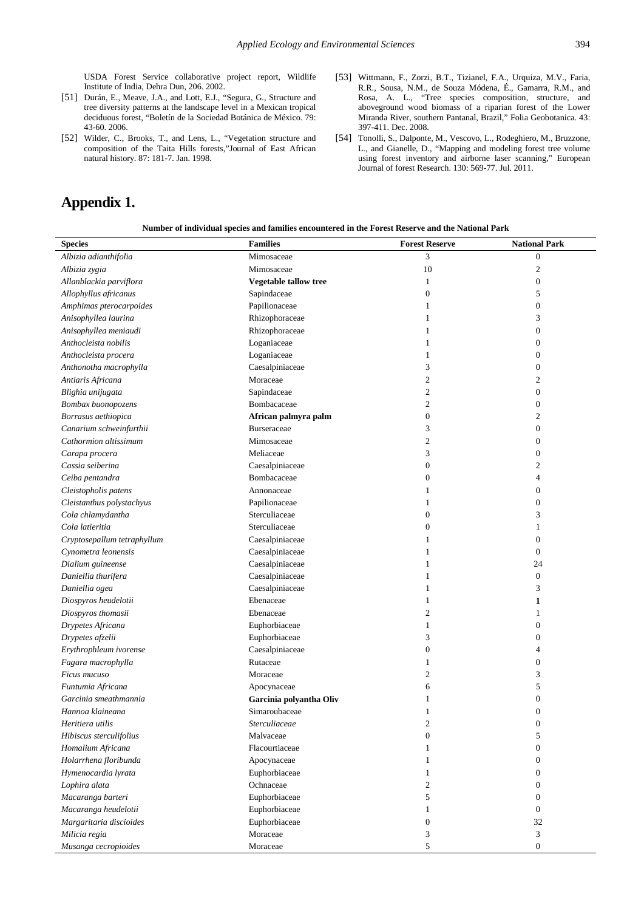USDA Forest Service collaborative project report, Wildlife Institute of India, Dehra Dun, 206. 2002.

[51] Durán, E., Meave, J.A., and Lott, E.J., "Segura, G., Structure and tree diversity patterns at the landscape level in a Mexican tropical deciduous forest, "Boletín de la Sociedad Botánica de México. 79: 43-60. 2006.

[52] Wilder, C., Brooks, T., and Lens, L., "Vegetation structure and composition of the Taita Hills forests,"Journal of East African natural history. 87: 181-7. Jan. 1998.

[53] Wittmann, F., Zorzi, B.T., Tizianel, F.A., Urquiza, M.V., Faria, R.R., Sousa, N.M., de Souza Módena, É., Gamarra, R.M., and Rosa, A. L., "Tree species composition, structure, and aboveground wood biomass of a riparian forest of the Lower Miranda River, southern Pantanal, Brazil," Folia Geobotanica. 43: 397-411. Dec. 2008.

[54] Tonolli, S., Dalponte, M., Vescovo, L., Rodeghiero, M., Bruzzone, L., and Gianelle, D., "Mapping and modeling forest tree volume using forest inventory and airborne laser scanning," European Journal of forest Research. 130: 569-77. Jul. 2011.

# Appendix 1.

**Number of individual species and families encountered in the Forest Reserve and the National Park**

| Species | Families | Forest Reserve | National Park |
|---|---|---|---|
| *Albizia adianthifolia* | Mimosaceae | 3 | 0 |
| *Albizia zygia* | Mimosaceae | 10 | 2 |
| *Allanblackia parviflora* | **Vegetable tallow tree** | 1 | 0 |
| *Allophyllus africanus* | Sapindaceae | 0 | 5 |
| *Amphimas pterocarpoides* | Papilionaceae | 1 | 0 |
| *Anisophyllea laurina* | Rhizophoraceae | 1 | 3 |
| *Anisophyllea meniaudi* | Rhizophoraceae | 1 | 0 |
| *Anthocleista nobilis* | Loganiaceae | 1 | 0 |
| *Anthocleista procera* | Loganiaceae | 1 | 0 |
| *Anthonotha macrophylla* | Caesalpiniaceae | 3 | 0 |
| *Antiaris Africana* | Moraceae | 2 | 2 |
| *Blighia unijugata* | Sapindaceae | 2 | 0 |
| *Bombax buonopozens* | Bombacaceae | 2 | 0 |
| *Borrasus aethiopica* | **African palmyra palm** | 0 | 2 |
| *Canarium schweinfurthii* | Burseraceae | 3 | 0 |
| *Cathormion altissimum* | Mimosaceae | 2 | 0 |
| *Carapa procera* | Meliaceae | 3 | 0 |
| *Cassia seiberina* | Caesalpiniaceae | 0 | 2 |
| *Ceiba pentandra* | Bombacaceae | 0 | 4 |
| *Cleistopholis patens* | Annonaceae | 1 | 0 |
| *Cleistanthus polystachyus* | Papilionaceae | 1 | 0 |
| *Cola chlamydantha* | Sterculiaceae | 0 | 3 |
| *Cola latieritia* | Sterculiaceae | 0 | 1 |
| *Cryptosepallum tetraphyllum* | Caesalpiniaceae | 1 | 0 |
| *Cynometra leonensis* | Caesalpiniaceae | 1 | 0 |
| *Dialium guineense* | Caesalpiniaceae | 1 | 24 |
| *Daniellia thurifera* | Caesalpiniaceae | 1 | 0 |
| *Daniellia ogea* | Caesalpiniaceae | 1 | 3 |
| *Diospyros heudelotii* | Ebenaceae | 1 | **1** |
| *Diospyros thomasii* | Ebenaceae | 2 | 1 |
| *Drypetes Africana* | Euphorbiaceae | 1 | 0 |
| *Drypetes afzelii* | Euphorbiaceae | 3 | 0 |
| *Erythrophleum ivorense* | Caesalpiniaceae | 0 | 4 |
| *Fagara macrophylla* | Rutaceae | 1 | 0 |
| *Ficus mucuso* | Moraceae | 2 | 3 |
| *Funtumia Africana* | Apocynaceae | 6 | 5 |
| *Garcinia smeathmannia* | **Garcinia polyantha Oliv** | 1 | 0 |
| *Hannoa klaineana* | Simaroubaceae | 1 | 0 |
| *Heritiera utilis* | *Sterculiaceae* | 2 | 0 |
| *Hibiscus sterculifolius* | Malvaceae | 0 | 5 |
| *Homalium Africana* | Flacourtiaceae | 1 | 0 |
| *Holarrhena floribunda* | Apocynaceae | 1 | 0 |
| *Hymenocardia lyrata* | Euphorbiaceae | 1 | 0 |
| *Lophira alata* | Ochnaceae | 2 | 0 |
| *Macaranga barteri* | Euphorbiaceae | 5 | 0 |
| *Macaranga heudelotii* | Euphorbiaceae | 1 | 0 |
| *Margaritaria discioides* | Euphorbiaceae | 0 | 32 |
| *Milicia regia* | Moraceae | 3 | 3 |
| *Musanga cecropioides* | Moraceae | 5 | 0 |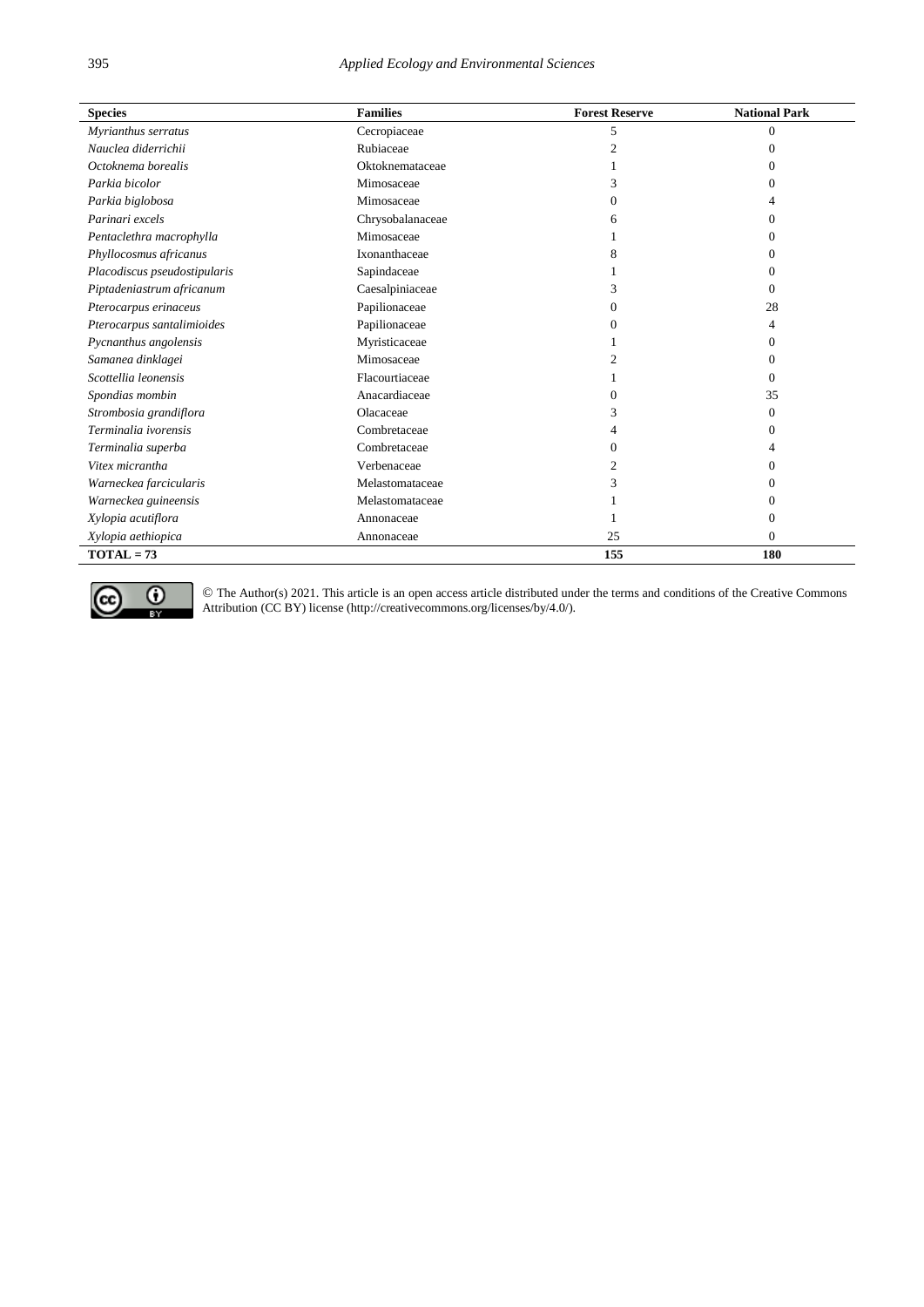| Species | Families | Forest Reserve | National Park |
|---|---|---|---|
| *Myrianthus serratus* | Cecropiaceae | 5 | 0 |
| *Nauclea diderrichii* | Rubiaceae | 2 | 0 |
| *Octoknema borealis* | Oktoknemataceae | 1 | 0 |
| *Parkia bicolor* | Mimosaceae | 3 | 0 |
| *Parkia biglobosa* | Mimosaceae | 0 | 4 |
| *Parinari excels* | Chrysobalanaceae | 6 | 0 |
| *Pentaclethra macrophylla* | Mimosaceae | 1 | 0 |
| *Phyllocosmus africanus* | Ixonanthaceae | 8 | 0 |
| *Placodiscus pseudostipularis* | Sapindaceae | 1 | 0 |
| *Piptadeniastrum africanum* | Caesalpiniaceae | 3 | 0 |
| *Pterocarpus erinaceus* | Papilionaceae | 0 | 28 |
| *Pterocarpus santalimioides* | Papilionaceae | 0 | 4 |
| *Pycnanthus angolensis* | Myristicaceae | 1 | 0 |
| *Samanea dinklagei* | Mimosaceae | 2 | 0 |
| *Scottellia leonensis* | Flacourtiaceae | 1 | 0 |
| *Spondias mombin* | Anacardiaceae | 0 | 35 |
| *Strombosia grandiflora* | Olacaceae | 3 | 0 |
| *Terminalia ivorensis* | Combretaceae | 4 | 0 |
| *Terminalia superba* | Combretaceae | 0 | 4 |
| *Vitex micrantha* | Verbenaceae | 2 | 0 |
| *Warneckea farcicularis* | Melastomataceae | 3 | 0 |
| *Warneckea guineensis* | Melastomataceae | 1 | 0 |
| *Xylopia acutiflora* | Annonaceae | 1 | 0 |
| *Xylopia aethiopica* | Annonaceae | 25 | 0 |
| **TOTAL = 73** | | **155** | **180** |

© The Author(s) 2021. This article is an open access article distributed under the terms and conditions of the Creative Commons Attribution (CC BY) license (http://creativecommons.org/licenses/by/4.0/).